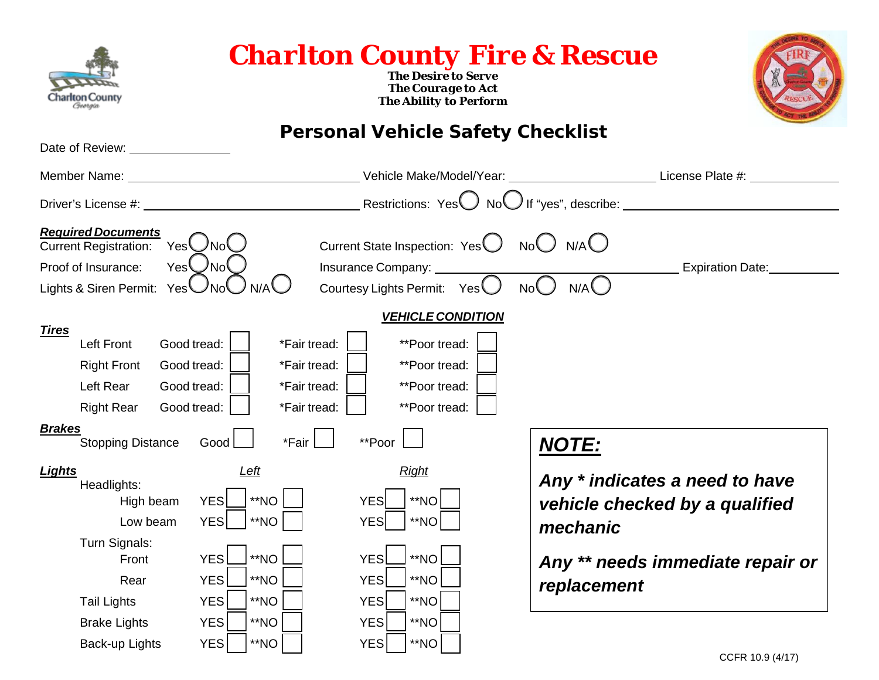# Charlton County Fire & Rescue

**The Desire to Serve**
**The Courage to Act**
**The Ability to Perform**

## Personal Vehicle Safety Checklist

Date of Review: ______________

Member Name: ______________________________ Vehicle Make/Model/Year: ____________________ License Plate #: ____________

Driver's License #: ______________________________ Restrictions: Yes ◯ No ◯ If "yes", describe: ______________________________

***Required Documents***

Current Registration: Yes ◯ No ◯

Current State Inspection: Yes ◯ No ◯ N/A ◯

Proof of Insurance: Yes ◯ No ◯

Insurance Company: ______________________________ Expiration Date: __________

Lights & Siren Permit: Yes ◯ No ◯ N/A ◯

Courtesy Lights Permit: Yes ◯ No ◯ N/A ◯

### ***VEHICLE CONDITION***

***Tires***

| | Good tread: | *Fair tread: | **Poor tread: |
|---|---|---|---|
| Left Front | ☐ | ☐ | ☐ |
| Right Front | ☐ | ☐ | ☐ |
| Left Rear | ☐ | ☐ | ☐ |
| Right Rear | ☐ | ☐ | ☐ |

***Brakes***

| | Good | *Fair | **Poor |
|---|---|---|---|
| Stopping Distance | ☐ | ☐ | ☐ |

***Lights***

| | *Left* YES | *Left* **NO | *Right* YES | *Right* **NO |
|---|---|---|---|---|
| Headlights: | | | | |
| High beam | ☐ | ☐ | ☐ | ☐ |
| Low beam | ☐ | ☐ | ☐ | ☐ |
| Turn Signals: | | | | |
| Front | ☐ | ☐ | ☐ | ☐ |
| Rear | ☐ | ☐ | ☐ | ☐ |
| Tail Lights | ☐ | ☐ | ☐ | ☐ |
| Brake Lights | ☐ | ☐ | ☐ | ☐ |
| Back-up Lights | ☐ | ☐ | ☐ | ☐ |

> ***NOTE:***
>
> ***Any * indicates a need to have vehicle checked by a qualified mechanic***
>
> ***Any ** needs immediate repair or replacement***

CCFR 10.9 (4/17)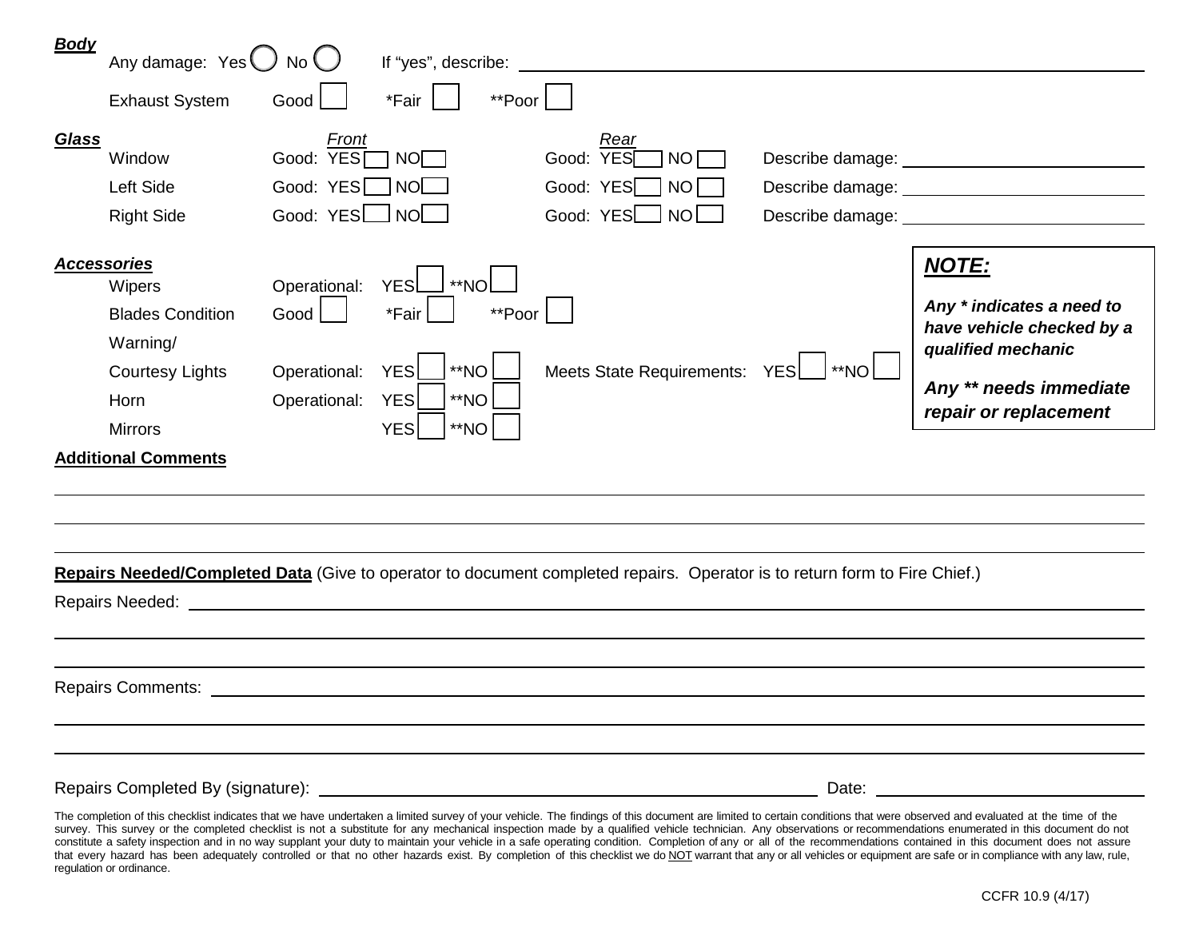***Body***

Any damage: Yes ◯ No ◯ If "yes", describe: ______________________________

Exhaust System Good ☐ *Fair ☐ **Poor ☐

***Glass***

| | *Front* | *Rear* | |
|---|---|---|---|
| Window | Good: YES ☐ NO ☐ | Good: YES ☐ NO ☐ | Describe damage: ____________ |
| Left Side | Good: YES ☐ NO ☐ | Good: YES ☐ NO ☐ | Describe damage: ____________ |
| Right Side | Good: YES ☐ NO ☐ | Good: YES ☐ NO ☐ | Describe damage: ____________ |

***Accessories***

Wipers Operational: YES ☐ **NO ☐

Blades Condition Good ☐ *Fair ☐ **Poor ☐

Warning/ Courtesy Lights Operational: YES ☐ **NO ☐ Meets State Requirements: YES ☐ **NO ☐

Horn Operational: YES ☐ **NO ☐

Mirrors YES ☐ **NO ☐

> ***NOTE:***
>
> ***Any * indicates a need to have vehicle checked by a qualified mechanic***
>
> ***Any ** needs immediate repair or replacement***

**Additional Comments**

______________________________

______________________________

______________________________

**Repairs Needed/Completed Data** (Give to operator to document completed repairs. Operator is to return form to Fire Chief.)

Repairs Needed: ______________________________

______________________________

______________________________

Repairs Comments: ______________________________

______________________________

______________________________

Repairs Completed By (signature): ______________________________ Date: ______________

The completion of this checklist indicates that we have undertaken a limited survey of your vehicle. The findings of this document are limited to certain conditions that were observed and evaluated at the time of the survey. This survey or the completed checklist is not a substitute for any mechanical inspection made by a qualified vehicle technician. Any observations or recommendations enumerated in this document do not constitute a safety inspection and in no way supplant your duty to maintain your vehicle in a safe operating condition. Completion of any or all of the recommendations contained in this document does not assure that every hazard has been adequately controlled or that no other hazards exist. By completion of this checklist we do NOT warrant that any or all vehicles or equipment are safe or in compliance with any law, rule, regulation or ordinance.

CCFR 10.9 (4/17)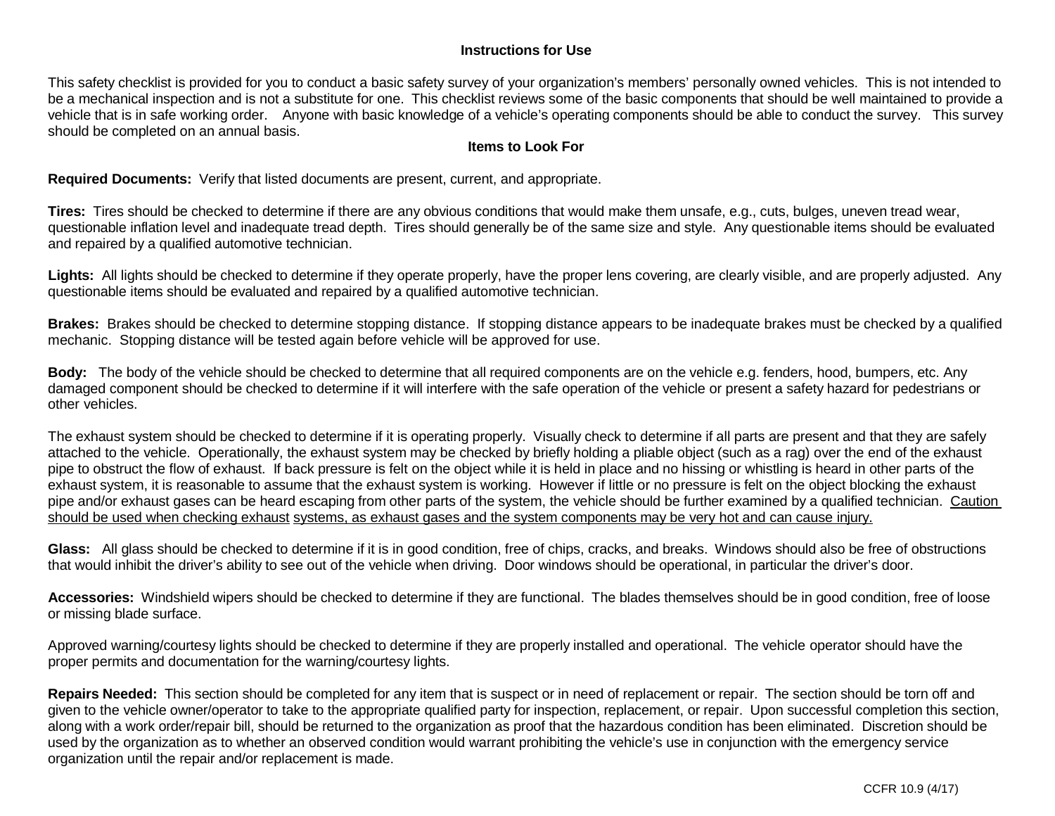## Instructions for Use

This safety checklist is provided for you to conduct a basic safety survey of your organization's members' personally owned vehicles. This is not intended to be a mechanical inspection and is not a substitute for one. This checklist reviews some of the basic components that should be well maintained to provide a vehicle that is in safe working order. Anyone with basic knowledge of a vehicle's operating components should be able to conduct the survey. This survey should be completed on an annual basis.

## Items to Look For

**Required Documents:** Verify that listed documents are present, current, and appropriate.

**Tires:** Tires should be checked to determine if there are any obvious conditions that would make them unsafe, e.g., cuts, bulges, uneven tread wear, questionable inflation level and inadequate tread depth. Tires should generally be of the same size and style. Any questionable items should be evaluated and repaired by a qualified automotive technician.

**Lights:** All lights should be checked to determine if they operate properly, have the proper lens covering, are clearly visible, and are properly adjusted. Any questionable items should be evaluated and repaired by a qualified automotive technician.

**Brakes:** Brakes should be checked to determine stopping distance. If stopping distance appears to be inadequate brakes must be checked by a qualified mechanic. Stopping distance will be tested again before vehicle will be approved for use.

**Body:** The body of the vehicle should be checked to determine that all required components are on the vehicle e.g. fenders, hood, bumpers, etc. Any damaged component should be checked to determine if it will interfere with the safe operation of the vehicle or present a safety hazard for pedestrians or other vehicles.

The exhaust system should be checked to determine if it is operating properly. Visually check to determine if all parts are present and that they are safely attached to the vehicle. Operationally, the exhaust system may be checked by briefly holding a pliable object (such as a rag) over the end of the exhaust pipe to obstruct the flow of exhaust. If back pressure is felt on the object while it is held in place and no hissing or whistling is heard in other parts of the exhaust system, it is reasonable to assume that the exhaust system is working. However if little or no pressure is felt on the object blocking the exhaust pipe and/or exhaust gases can be heard escaping from other parts of the system, the vehicle should be further examined by a qualified technician. <u>Caution should be used when checking exhaust systems, as exhaust gases and the system components may be very hot and can cause injury.</u>

**Glass:** All glass should be checked to determine if it is in good condition, free of chips, cracks, and breaks. Windows should also be free of obstructions that would inhibit the driver's ability to see out of the vehicle when driving. Door windows should be operational, in particular the driver's door.

**Accessories:** Windshield wipers should be checked to determine if they are functional. The blades themselves should be in good condition, free of loose or missing blade surface.

Approved warning/courtesy lights should be checked to determine if they are properly installed and operational. The vehicle operator should have the proper permits and documentation for the warning/courtesy lights.

**Repairs Needed:** This section should be completed for any item that is suspect or in need of replacement or repair. The section should be torn off and given to the vehicle owner/operator to take to the appropriate qualified party for inspection, replacement, or repair. Upon successful completion this section, along with a work order/repair bill, should be returned to the organization as proof that the hazardous condition has been eliminated. Discretion should be used by the organization as to whether an observed condition would warrant prohibiting the vehicle's use in conjunction with the emergency service organization until the repair and/or replacement is made.

CCFR 10.9 (4/17)